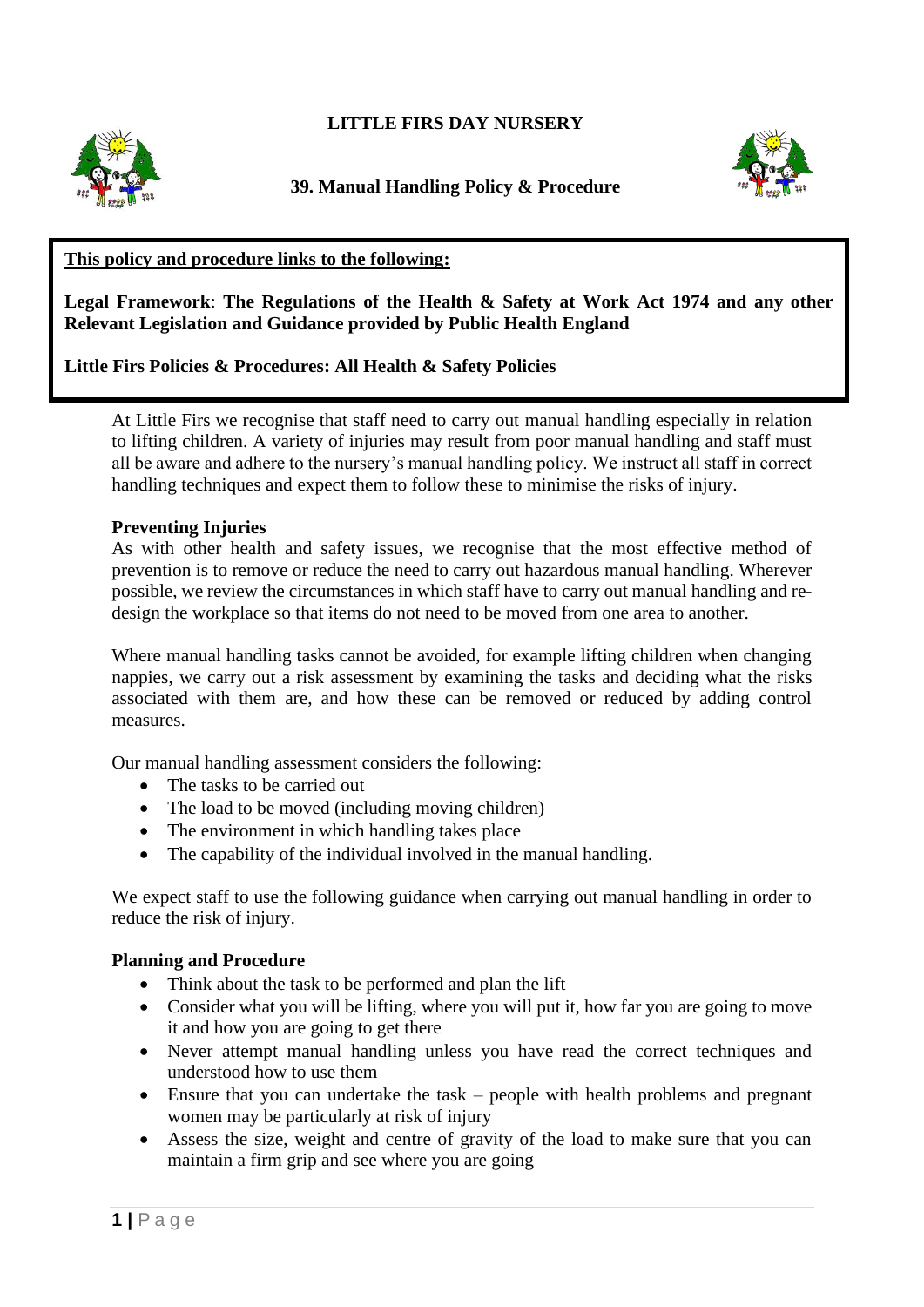# LITTLE FIRS DAY NURSERY

## 39. Manual Handling Policy & Procedure

**This policy and procedure links to the following:**

**Legal Framework**: **The Regulations of the Health & Safety at Work Act 1974 and any other Relevant Legislation and Guidance provided by Public Health England**

**Little Firs Policies & Procedures: All Health & Safety Policies**

At Little Firs we recognise that staff need to carry out manual handling especially in relation to lifting children. A variety of injuries may result from poor manual handling and staff must all be aware and adhere to the nursery's manual handling policy. We instruct all staff in correct handling techniques and expect them to follow these to minimise the risks of injury.

**Preventing Injuries**

As with other health and safety issues, we recognise that the most effective method of prevention is to remove or reduce the need to carry out hazardous manual handling. Wherever possible, we review the circumstances in which staff have to carry out manual handling and re-design the workplace so that items do not need to be moved from one area to another.

Where manual handling tasks cannot be avoided, for example lifting children when changing nappies, we carry out a risk assessment by examining the tasks and deciding what the risks associated with them are, and how these can be removed or reduced by adding control measures.

Our manual handling assessment considers the following:

- The tasks to be carried out
- The load to be moved (including moving children)
- The environment in which handling takes place
- The capability of the individual involved in the manual handling.

We expect staff to use the following guidance when carrying out manual handling in order to reduce the risk of injury.

**Planning and Procedure**

- Think about the task to be performed and plan the lift
- Consider what you will be lifting, where you will put it, how far you are going to move it and how you are going to get there
- Never attempt manual handling unless you have read the correct techniques and understood how to use them
- Ensure that you can undertake the task – people with health problems and pregnant women may be particularly at risk of injury
- Assess the size, weight and centre of gravity of the load to make sure that you can maintain a firm grip and see where you are going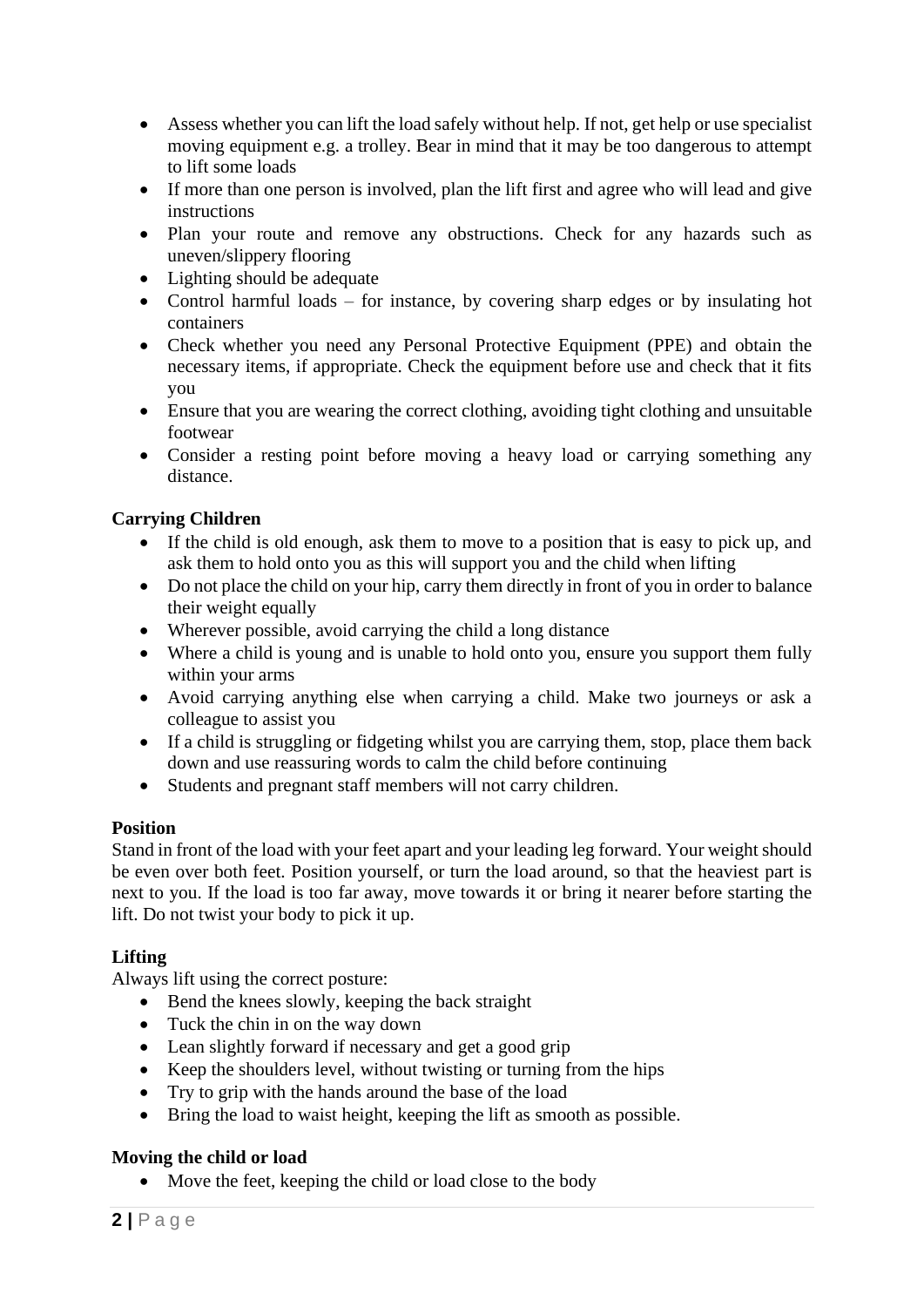- Assess whether you can lift the load safely without help. If not, get help or use specialist moving equipment e.g. a trolley. Bear in mind that it may be too dangerous to attempt to lift some loads
- If more than one person is involved, plan the lift first and agree who will lead and give instructions
- Plan your route and remove any obstructions. Check for any hazards such as uneven/slippery flooring
- Lighting should be adequate
- Control harmful loads – for instance, by covering sharp edges or by insulating hot containers
- Check whether you need any Personal Protective Equipment (PPE) and obtain the necessary items, if appropriate. Check the equipment before use and check that it fits you
- Ensure that you are wearing the correct clothing, avoiding tight clothing and unsuitable footwear
- Consider a resting point before moving a heavy load or carrying something any distance.

**Carrying Children**

- If the child is old enough, ask them to move to a position that is easy to pick up, and ask them to hold onto you as this will support you and the child when lifting
- Do not place the child on your hip, carry them directly in front of you in order to balance their weight equally
- Wherever possible, avoid carrying the child a long distance
- Where a child is young and is unable to hold onto you, ensure you support them fully within your arms
- Avoid carrying anything else when carrying a child. Make two journeys or ask a colleague to assist you
- If a child is struggling or fidgeting whilst you are carrying them, stop, place them back down and use reassuring words to calm the child before continuing
- Students and pregnant staff members will not carry children.

**Position**

Stand in front of the load with your feet apart and your leading leg forward. Your weight should be even over both feet. Position yourself, or turn the load around, so that the heaviest part is next to you. If the load is too far away, move towards it or bring it nearer before starting the lift. Do not twist your body to pick it up.

**Lifting**

Always lift using the correct posture:

- Bend the knees slowly, keeping the back straight
- Tuck the chin in on the way down
- Lean slightly forward if necessary and get a good grip
- Keep the shoulders level, without twisting or turning from the hips
- Try to grip with the hands around the base of the load
- Bring the load to waist height, keeping the lift as smooth as possible.

**Moving the child or load**

- Move the feet, keeping the child or load close to the body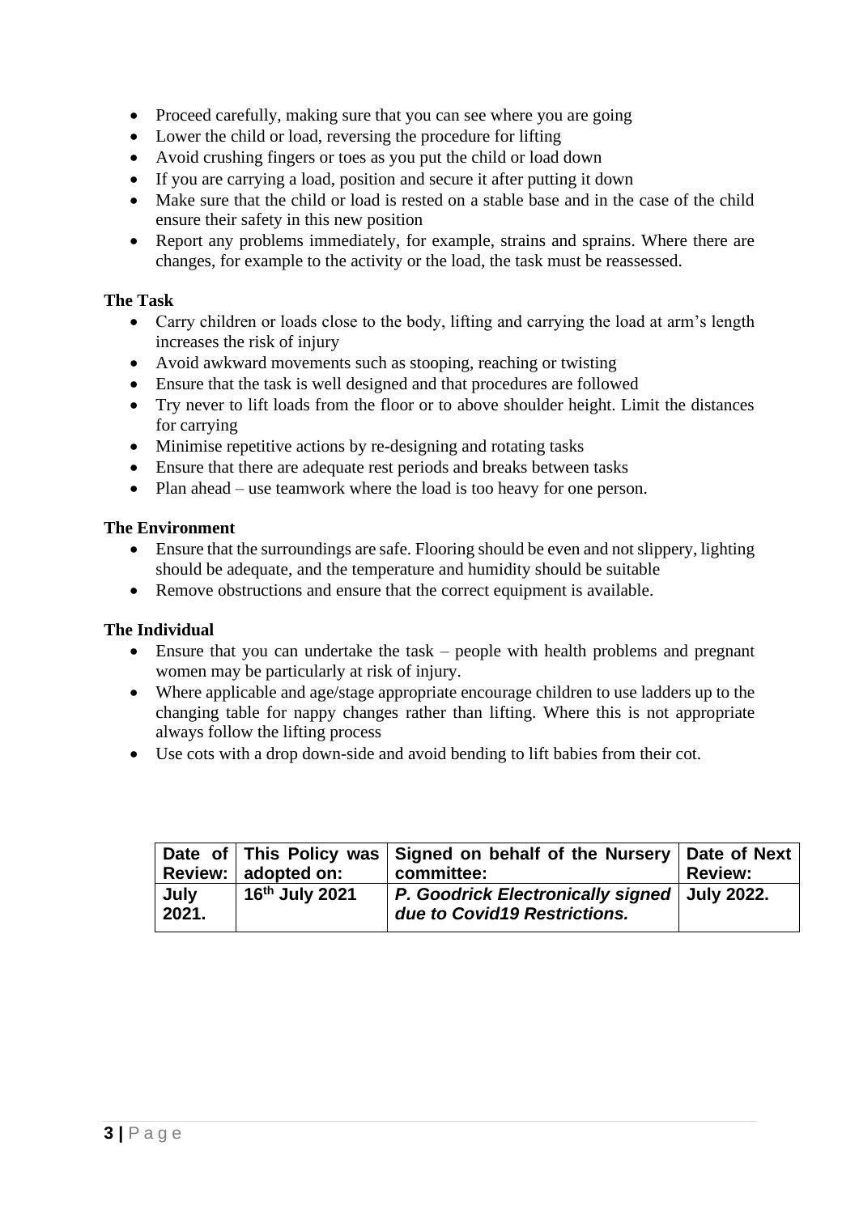- Proceed carefully, making sure that you can see where you are going
- Lower the child or load, reversing the procedure for lifting
- Avoid crushing fingers or toes as you put the child or load down
- If you are carrying a load, position and secure it after putting it down
- Make sure that the child or load is rested on a stable base and in the case of the child ensure their safety in this new position
- Report any problems immediately, for example, strains and sprains. Where there are changes, for example to the activity or the load, the task must be reassessed.

**The Task**

- Carry children or loads close to the body, lifting and carrying the load at arm's length increases the risk of injury
- Avoid awkward movements such as stooping, reaching or twisting
- Ensure that the task is well designed and that procedures are followed
- Try never to lift loads from the floor or to above shoulder height. Limit the distances for carrying
- Minimise repetitive actions by re-designing and rotating tasks
- Ensure that there are adequate rest periods and breaks between tasks
- Plan ahead – use teamwork where the load is too heavy for one person.

**The Environment**

- Ensure that the surroundings are safe. Flooring should be even and not slippery, lighting should be adequate, and the temperature and humidity should be suitable
- Remove obstructions and ensure that the correct equipment is available.

**The Individual**

- Ensure that you can undertake the task – people with health problems and pregnant women may be particularly at risk of injury.
- Where applicable and age/stage appropriate encourage children to use ladders up to the changing table for nappy changes rather than lifting. Where this is not appropriate always follow the lifting process
- Use cots with a drop down-side and avoid bending to lift babies from their cot.

| Date of Review: | This Policy was adopted on: | Signed on behalf of the Nursery committee: | Date of Next Review: |
|---|---|---|---|
| **July 2021.** | **16th July 2021** | ***P. Goodrick Electronically signed due to Covid19 Restrictions.*** | **July 2022.** |